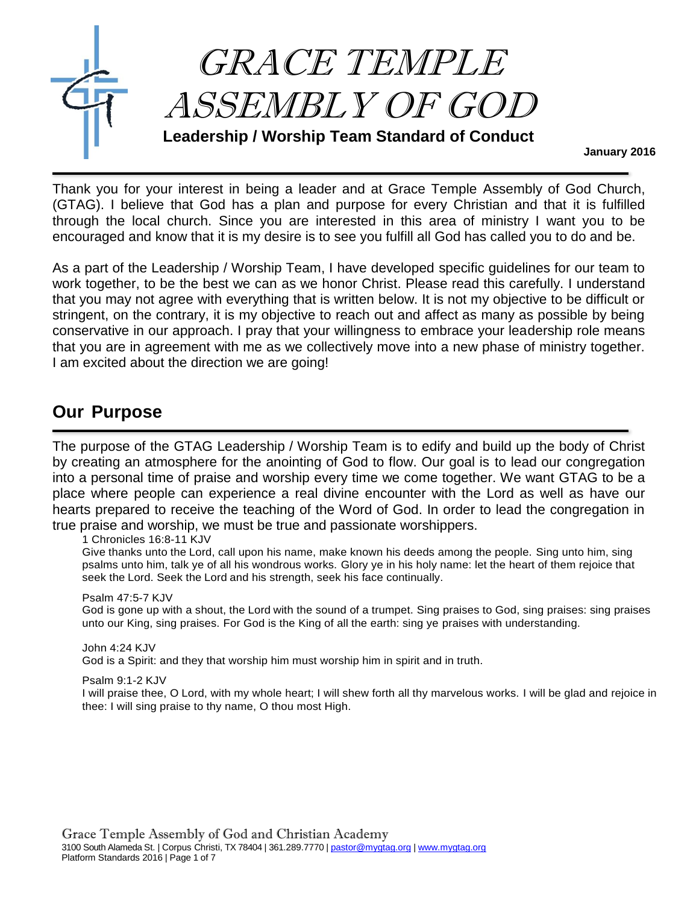# GRACE TEMPLE ASSEMBLY OF GOD

**Leadership / Worship Team Standard of Conduct**

**January 2016**

Thank you for your interest in being a leader and at Grace Temple Assembly of God Church, (GTAG). I believe that God has a plan and purpose for every Christian and that it is fulfilled through the local church. Since you are interested in this area of ministry I want you to be encouraged and know that it is my desire is to see you fulfill all God has called you to do and be.

As a part of the Leadership / Worship Team, I have developed specific guidelines for our team to work together, to be the best we can as we honor Christ. Please read this carefully. I understand that you may not agree with everything that is written below. It is not my objective to be difficult or stringent, on the contrary, it is my objective to reach out and affect as many as possible by being conservative in our approach. I pray that your willingness to embrace your leadership role means that you are in agreement with me as we collectively move into a new phase of ministry together. I am excited about the direction we are going!

## Our Purpose

The purpose of the GTAG Leadership / Worship Team is to edify and build up the body of Christ by creating an atmosphere for the anointing of God to flow. Our goal is to lead our congregation into a personal time of praise and worship every time we come together. We want GTAG to be a place where people can experience a real divine encounter with the Lord as well as have our hearts prepared to receive the teaching of the Word of God. In order to lead the congregation in true praise and worship, we must be true and passionate worshippers.

1 Chronicles 16:8-11 KJV
Give thanks unto the Lord, call upon his name, make known his deeds among the people. Sing unto him, sing psalms unto him, talk ye of all his wondrous works. Glory ye in his holy name: let the heart of them rejoice that seek the Lord. Seek the Lord and his strength, seek his face continually.

Psalm 47:5-7 KJV
God is gone up with a shout, the Lord with the sound of a trumpet. Sing praises to God, sing praises: sing praises unto our King, sing praises. For God is the King of all the earth: sing ye praises with understanding.

John 4:24 KJV
God is a Spirit: and they that worship him must worship him in spirit and in truth.

Psalm 9:1-2 KJV
I will praise thee, O Lord, with my whole heart; I will shew forth all thy marvelous works. I will be glad and rejoice in thee: I will sing praise to thy name, O thou most High.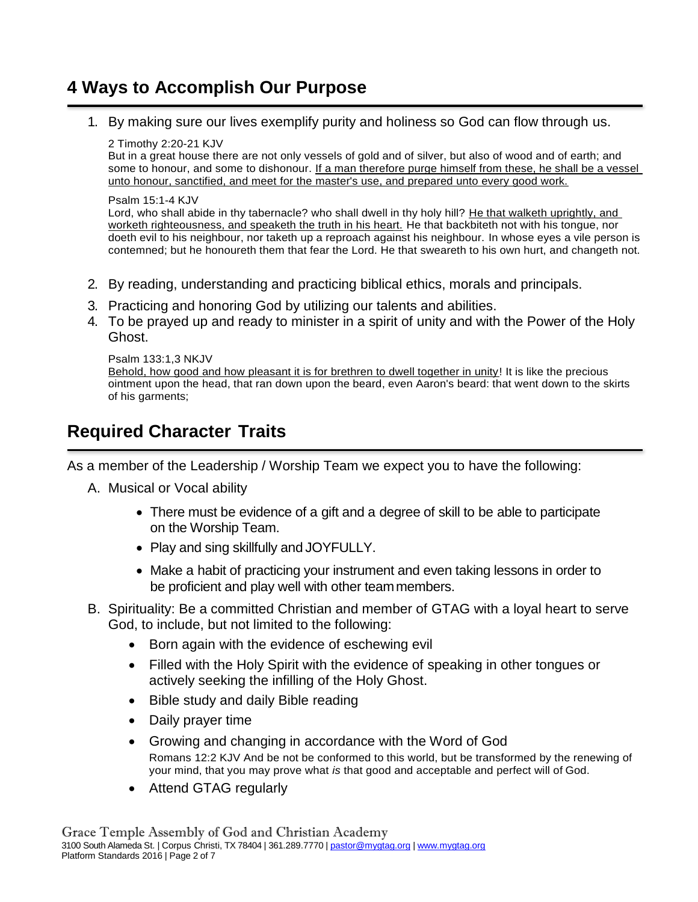## 4 Ways to Accomplish Our Purpose

1. By making sure our lives exemplify purity and holiness so God can flow through us.

   2 Timothy 2:20-21 KJV
   But in a great house there are not only vessels of gold and of silver, but also of wood and of earth; and some to honour, and some to dishonour. <u>If a man therefore purge himself from these, he shall be a vessel unto honour, sanctified, and meet for the master's use, and prepared unto every good work.</u>

   Psalm 15:1-4 KJV
   Lord, who shall abide in thy tabernacle? who shall dwell in thy holy hill? <u>He that walketh uprightly, and worketh righteousness, and speaketh the truth in his heart.</u> He that backbiteth not with his tongue, nor doeth evil to his neighbour, nor taketh up a reproach against his neighbour. In whose eyes a vile person is contemned; but he honoureth them that fear the Lord. He that sweareth to his own hurt, and changeth not.

2. By reading, understanding and practicing biblical ethics, morals and principals.
3. Practicing and honoring God by utilizing our talents and abilities.
4. To be prayed up and ready to minister in a spirit of unity and with the Power of the Holy Ghost.

   Psalm 133:1,3 NKJV
   <u>Behold, how good and how pleasant it is for brethren to dwell together in unity</u>! It is like the precious ointment upon the head, that ran down upon the beard, even Aaron's beard: that went down to the skirts of his garments;

## Required Character Traits

As a member of the Leadership / Worship Team we expect you to have the following:

A. Musical or Vocal ability

- There must be evidence of a gift and a degree of skill to be able to participate on the Worship Team.
- Play and sing skillfully and JOYFULLY.
- Make a habit of practicing your instrument and even taking lessons in order to be proficient and play well with other team members.

B. Spirituality: Be a committed Christian and member of GTAG with a loyal heart to serve God, to include, but not limited to the following:

- Born again with the evidence of eschewing evil
- Filled with the Holy Spirit with the evidence of speaking in other tongues or actively seeking the infilling of the Holy Ghost.
- Bible study and daily Bible reading
- Daily prayer time
- Growing and changing in accordance with the Word of God
  Romans 12:2 KJV And be not be conformed to this world, but be transformed by the renewing of your mind, that you may prove what *is* that good and acceptable and perfect will of God.
- Attend GTAG regularly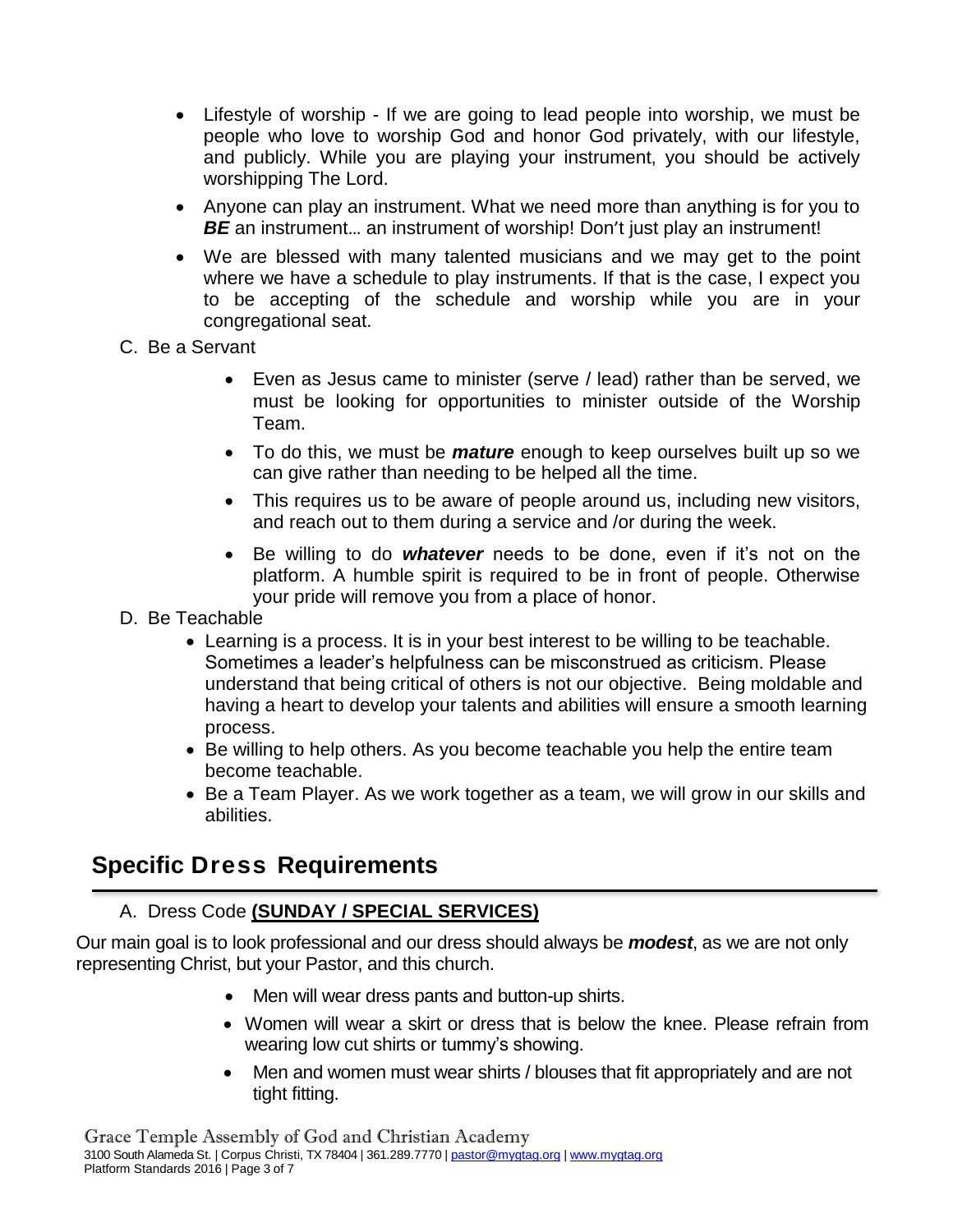- Lifestyle of worship - If we are going to lead people into worship, we must be people who love to worship God and honor God privately, with our lifestyle, and publicly. While you are playing your instrument, you should be actively worshipping The Lord.
- Anyone can play an instrument. What we need more than anything is for you to ***BE*** an instrument… an instrument of worship! Don't just play an instrument!
- We are blessed with many talented musicians and we may get to the point where we have a schedule to play instruments. If that is the case, I expect you to be accepting of the schedule and worship while you are in your congregational seat.

C. Be a Servant

- Even as Jesus came to minister (serve / lead) rather than be served, we must be looking for opportunities to minister outside of the Worship Team.
- To do this, we must be ***mature*** enough to keep ourselves built up so we can give rather than needing to be helped all the time.
- This requires us to be aware of people around us, including new visitors, and reach out to them during a service and /or during the week.
- Be willing to do ***whatever*** needs to be done, even if it's not on the platform. A humble spirit is required to be in front of people. Otherwise your pride will remove you from a place of honor.

D. Be Teachable

- Learning is a process. It is in your best interest to be willing to be teachable. Sometimes a leader's helpfulness can be misconstrued as criticism. Please understand that being critical of others is not our objective. Being moldable and having a heart to develop your talents and abilities will ensure a smooth learning process.
- Be willing to help others. As you become teachable you help the entire team become teachable.
- Be a Team Player. As we work together as a team, we will grow in our skills and abilities.

## Specific Dress Requirements

A. Dress Code **(SUNDAY / SPECIAL SERVICES)**

Our main goal is to look professional and our dress should always be ***modest***, as we are not only representing Christ, but your Pastor, and this church.

- Men will wear dress pants and button-up shirts.
- Women will wear a skirt or dress that is below the knee. Please refrain from wearing low cut shirts or tummy's showing.
- Men and women must wear shirts / blouses that fit appropriately and are not tight fitting.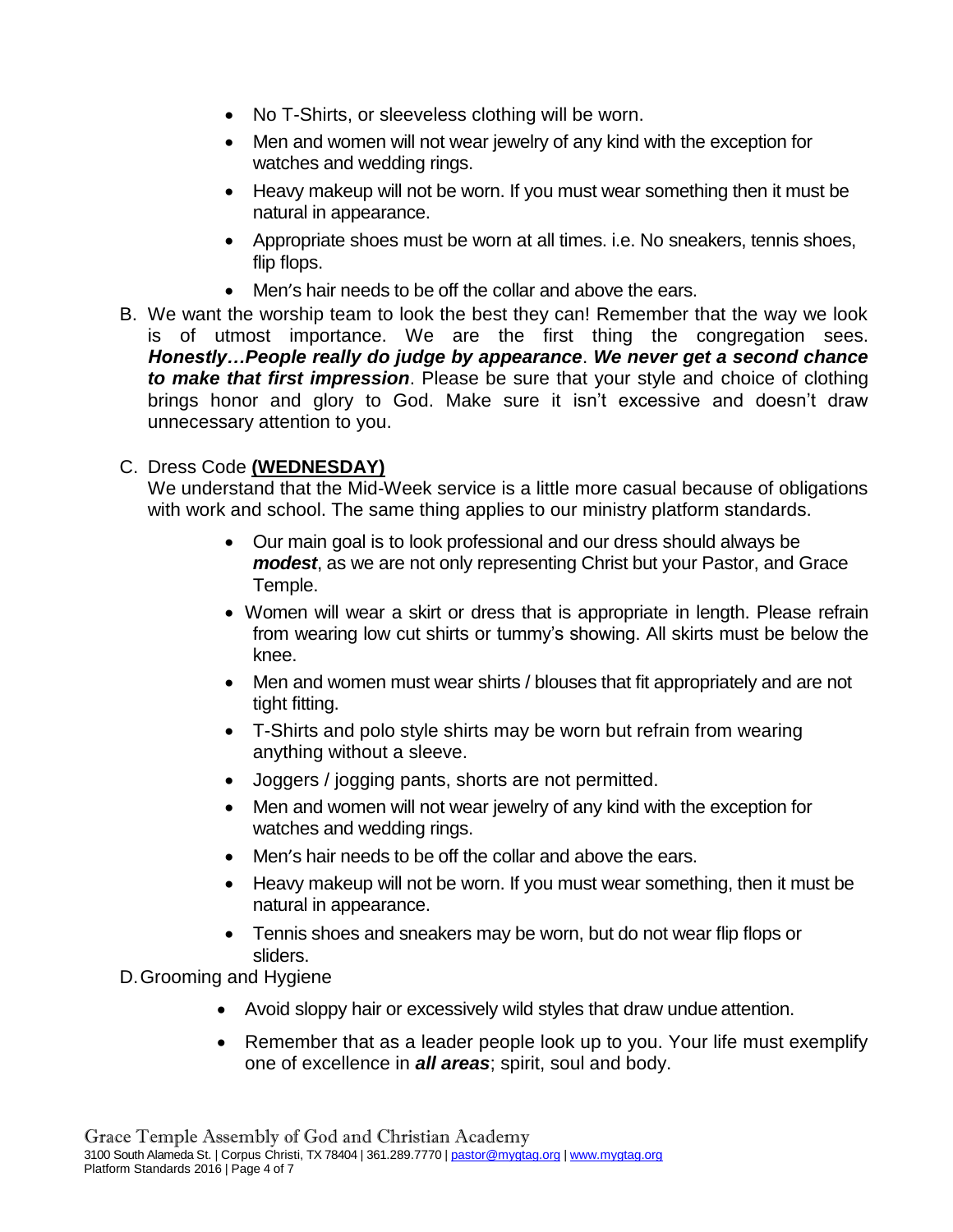- No T-Shirts, or sleeveless clothing will be worn.
- Men and women will not wear jewelry of any kind with the exception for watches and wedding rings.
- Heavy makeup will not be worn. If you must wear something then it must be natural in appearance.
- Appropriate shoes must be worn at all times. i.e. No sneakers, tennis shoes, flip flops.
- Men's hair needs to be off the collar and above the ears.

B. We want the worship team to look the best they can! Remember that the way we look is of utmost importance. We are the first thing the congregation sees. ***Honestly…People really do judge by appearance***. ***We never get a second chance to make that first impression***. Please be sure that your style and choice of clothing brings honor and glory to God. Make sure it isn't excessive and doesn't draw unnecessary attention to you.

C. Dress Code **(WEDNESDAY)**

We understand that the Mid-Week service is a little more casual because of obligations with work and school. The same thing applies to our ministry platform standards.

- Our main goal is to look professional and our dress should always be ***modest***, as we are not only representing Christ but your Pastor, and Grace Temple.
- Women will wear a skirt or dress that is appropriate in length. Please refrain from wearing low cut shirts or tummy's showing. All skirts must be below the knee.
- Men and women must wear shirts / blouses that fit appropriately and are not tight fitting.
- T-Shirts and polo style shirts may be worn but refrain from wearing anything without a sleeve.
- Joggers / jogging pants, shorts are not permitted.
- Men and women will not wear jewelry of any kind with the exception for watches and wedding rings.
- Men's hair needs to be off the collar and above the ears.
- Heavy makeup will not be worn. If you must wear something, then it must be natural in appearance.
- Tennis shoes and sneakers may be worn, but do not wear flip flops or sliders.

D. Grooming and Hygiene

- Avoid sloppy hair or excessively wild styles that draw undue attention.
- Remember that as a leader people look up to you. Your life must exemplify one of excellence in ***all areas***; spirit, soul and body.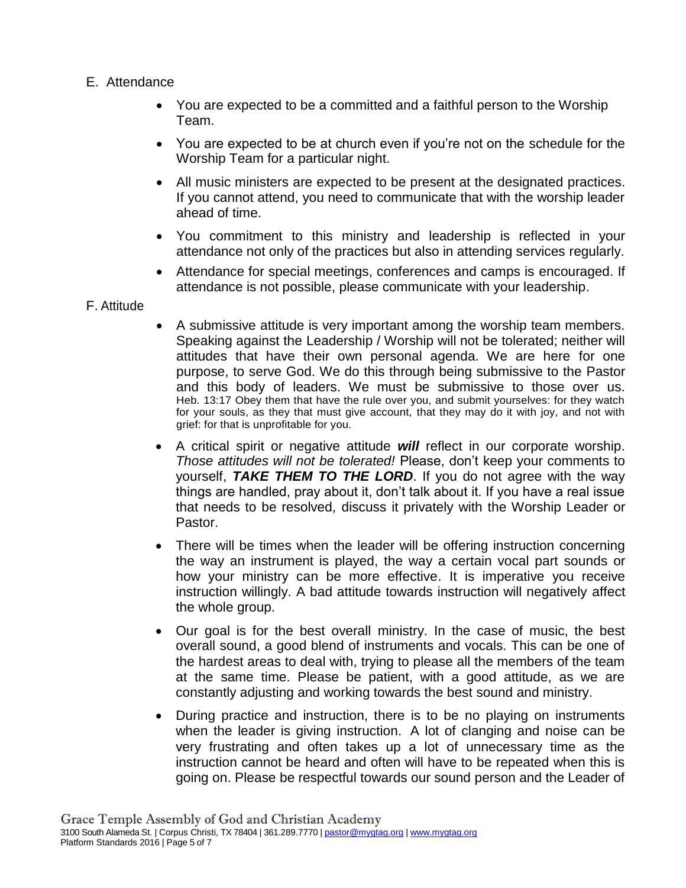E. Attendance

- You are expected to be a committed and a faithful person to the Worship Team.
- You are expected to be at church even if you're not on the schedule for the Worship Team for a particular night.
- All music ministers are expected to be present at the designated practices. If you cannot attend, you need to communicate that with the worship leader ahead of time.
- You commitment to this ministry and leadership is reflected in your attendance not only of the practices but also in attending services regularly.
- Attendance for special meetings, conferences and camps is encouraged. If attendance is not possible, please communicate with your leadership.

F. Attitude

- A submissive attitude is very important among the worship team members. Speaking against the Leadership / Worship will not be tolerated; neither will attitudes that have their own personal agenda. We are here for one purpose, to serve God. We do this through being submissive to the Pastor and this body of leaders. We must be submissive to those over us. Heb. 13:17 Obey them that have the rule over you, and submit yourselves: for they watch for your souls, as they that must give account, that they may do it with joy, and not with grief: for that is unprofitable for you.
- A critical spirit or negative attitude ***will*** reflect in our corporate worship. *Those attitudes will not be tolerated!* Please, don't keep your comments to yourself, ***TAKE THEM TO THE LORD***. If you do not agree with the way things are handled, pray about it, don't talk about it. If you have a real issue that needs to be resolved, discuss it privately with the Worship Leader or Pastor.
- There will be times when the leader will be offering instruction concerning the way an instrument is played, the way a certain vocal part sounds or how your ministry can be more effective. It is imperative you receive instruction willingly. A bad attitude towards instruction will negatively affect the whole group.
- Our goal is for the best overall ministry. In the case of music, the best overall sound, a good blend of instruments and vocals. This can be one of the hardest areas to deal with, trying to please all the members of the team at the same time. Please be patient, with a good attitude, as we are constantly adjusting and working towards the best sound and ministry.
- During practice and instruction, there is to be no playing on instruments when the leader is giving instruction. A lot of clanging and noise can be very frustrating and often takes up a lot of unnecessary time as the instruction cannot be heard and often will have to be repeated when this is going on. Please be respectful towards our sound person and the Leader of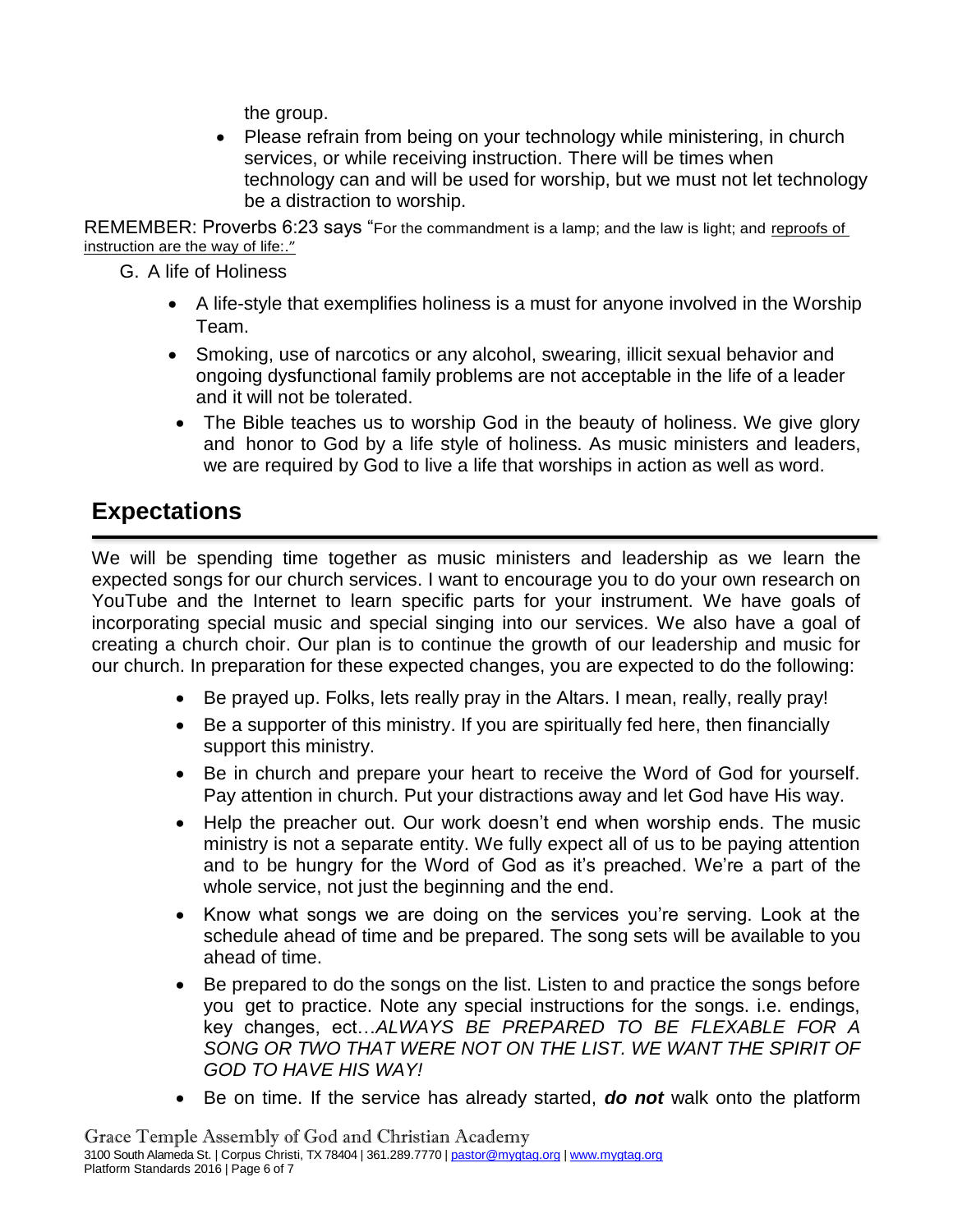the group.

- Please refrain from being on your technology while ministering, in church services, or while receiving instruction. There will be times when technology can and will be used for worship, but we must not let technology be a distraction to worship.

REMEMBER: Proverbs 6:23 says "For the commandment is a lamp; and the law is light; and reproofs of instruction are the way of life:."

G. A life of Holiness

- A life-style that exemplifies holiness is a must for anyone involved in the Worship Team.
- Smoking, use of narcotics or any alcohol, swearing, illicit sexual behavior and ongoing dysfunctional family problems are not acceptable in the life of a leader and it will not be tolerated.
- The Bible teaches us to worship God in the beauty of holiness. We give glory and honor to God by a life style of holiness. As music ministers and leaders, we are required by God to live a life that worships in action as well as word.

## Expectations

We will be spending time together as music ministers and leadership as we learn the expected songs for our church services. I want to encourage you to do your own research on YouTube and the Internet to learn specific parts for your instrument. We have goals of incorporating special music and special singing into our services. We also have a goal of creating a church choir. Our plan is to continue the growth of our leadership and music for our church. In preparation for these expected changes, you are expected to do the following:

- Be prayed up. Folks, lets really pray in the Altars. I mean, really, really pray!
- Be a supporter of this ministry. If you are spiritually fed here, then financially support this ministry.
- Be in church and prepare your heart to receive the Word of God for yourself. Pay attention in church. Put your distractions away and let God have His way.
- Help the preacher out. Our work doesn't end when worship ends. The music ministry is not a separate entity. We fully expect all of us to be paying attention and to be hungry for the Word of God as it's preached. We're a part of the whole service, not just the beginning and the end.
- Know what songs we are doing on the services you're serving. Look at the schedule ahead of time and be prepared. The song sets will be available to you ahead of time.
- Be prepared to do the songs on the list. Listen to and practice the songs before you get to practice. Note any special instructions for the songs. i.e. endings, key changes, ect…*ALWAYS BE PREPARED TO BE FLEXABLE FOR A SONG OR TWO THAT WERE NOT ON THE LIST. WE WANT THE SPIRIT OF GOD TO HAVE HIS WAY!*
- Be on time. If the service has already started, ***do not*** walk onto the platform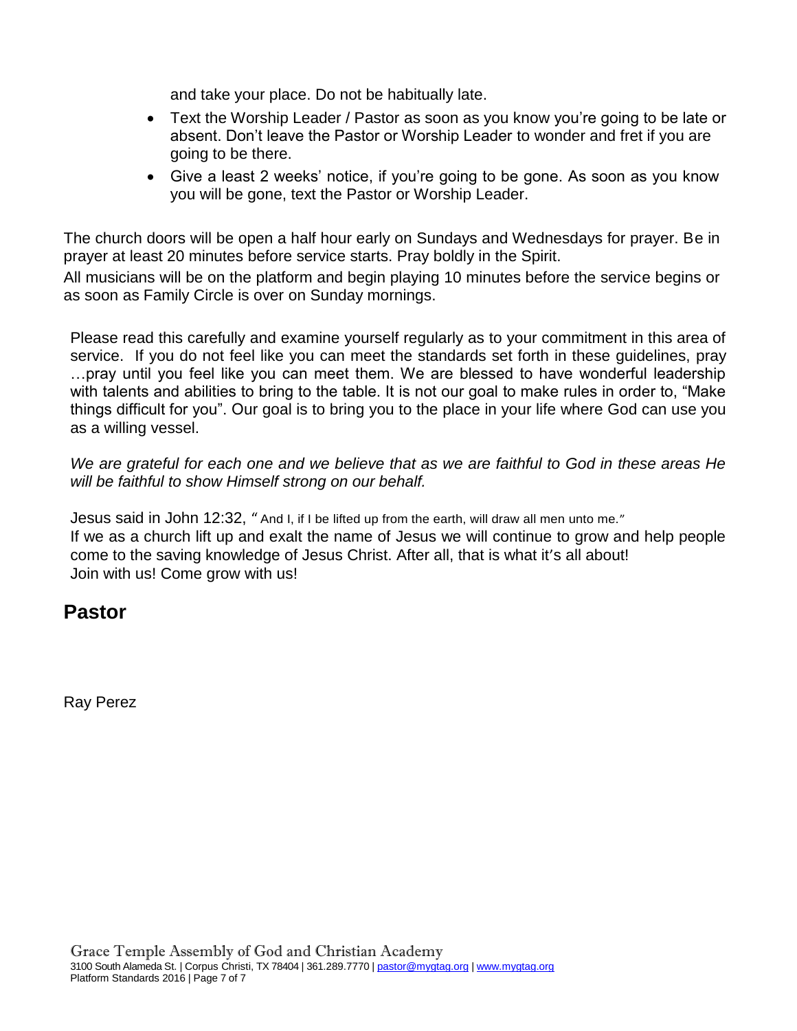and take your place. Do not be habitually late.

- Text the Worship Leader / Pastor as soon as you know you're going to be late or absent. Don't leave the Pastor or Worship Leader to wonder and fret if you are going to be there.
- Give a least 2 weeks' notice, if you're going to be gone. As soon as you know you will be gone, text the Pastor or Worship Leader.

The church doors will be open a half hour early on Sundays and Wednesdays for prayer. Be in prayer at least 20 minutes before service starts. Pray boldly in the Spirit.

All musicians will be on the platform and begin playing 10 minutes before the service begins or as soon as Family Circle is over on Sunday mornings.

Please read this carefully and examine yourself regularly as to your commitment in this area of service. If you do not feel like you can meet the standards set forth in these guidelines, pray …pray until you feel like you can meet them. We are blessed to have wonderful leadership with talents and abilities to bring to the table. It is not our goal to make rules in order to, "Make things difficult for you". Our goal is to bring you to the place in your life where God can use you as a willing vessel.

*We are grateful for each one and we believe that as we are faithful to God in these areas He will be faithful to show Himself strong on our behalf.*

Jesus said in John 12:32, " And I, if I be lifted up from the earth, will draw all men unto me."
If we as a church lift up and exalt the name of Jesus we will continue to grow and help people come to the saving knowledge of Jesus Christ. After all, that is what it's all about!
Join with us! Come grow with us!

## Pastor

Ray Perez

Grace Temple Assembly of God and Christian Academy
3100 South Alameda St. | Corpus Christi, TX 78404 | 361.289.7770 | pastor@mygtag.org | www.mygtag.org
Platform Standards 2016